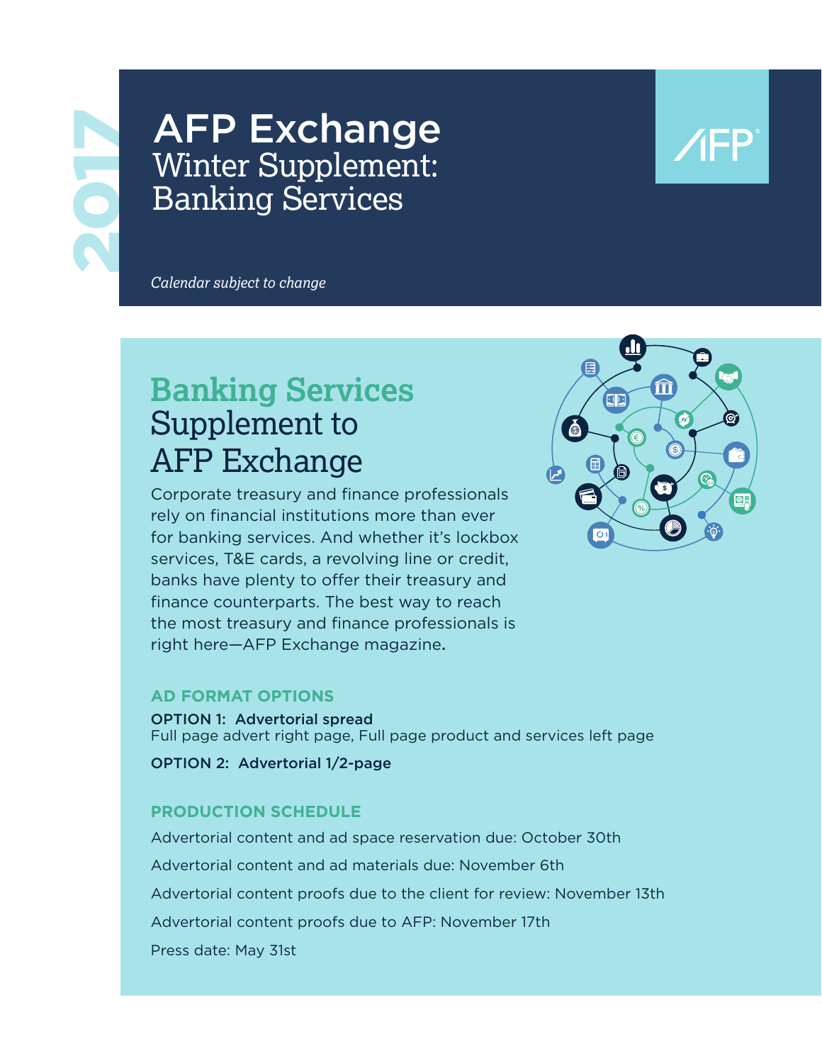2017

# AFP Exchange
Winter Supplement:
Banking Services

AFP

*Calendar subject to change*

## Banking Services Supplement to AFP Exchange

Corporate treasury and finance professionals rely on financial institutions more than ever for banking services. And whether it's lockbox services, T&E cards, a revolving line or credit, banks have plenty to offer their treasury and finance counterparts. The best way to reach the most treasury and finance professionals is right here—AFP Exchange magazine.

### AD FORMAT OPTIONS

**OPTION 1: Advertorial spread**
Full page advert right page, Full page product and services left page

**OPTION 2: Advertorial 1/2-page**

### PRODUCTION SCHEDULE

Advertorial content and ad space reservation due: October 30th

Advertorial content and ad materials due: November 6th

Advertorial content proofs due to the client for review: November 13th

Advertorial content proofs due to AFP: November 17th

Press date: May 31st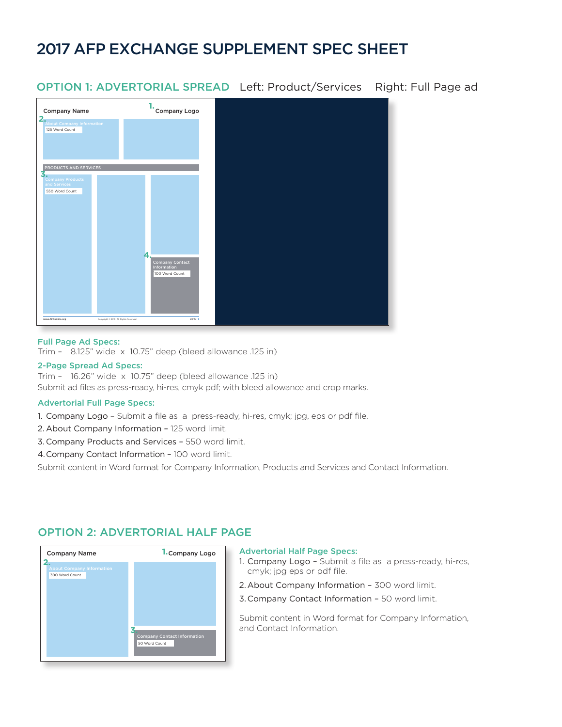# 2017 AFP EXCHANGE SUPPLEMENT SPEC SHEET

## OPTION 1: ADVERTORIAL SPREAD Left: Product/Services Right: Full Page ad

Company Name

1. Company Logo

2. About Company Information
125 Word Count

PRODUCTS AND SERVICES

3. Company Products and Services
550 Word Count

4. Company Contact Information
100 Word Count

**Full Page Ad Specs:**
Trim – 8.125" wide x 10.75" deep (bleed allowance .125 in)

**2-Page Spread Ad Specs:**
Trim – 16.26" wide x 10.75" deep (bleed allowance .125 in)
Submit ad files as press-ready, hi-res, cmyk pdf; with bleed allowance and crop marks.

**Advertorial Full Page Specs:**

1. Company Logo – Submit a file as a press-ready, hi-res, cmyk; jpg, eps or pdf file.
2. About Company Information – 125 word limit.
3. Company Products and Services – 550 word limit.
4. Company Contact Information – 100 word limit.

Submit content in Word format for Company Information, Products and Services and Contact Information.

## OPTION 2: ADVERTORIAL HALF PAGE

Company Name

1. Company Logo

2. About Company Information
300 Word Count

3. Company Contact Information
50 Word Count

**Advertorial Half Page Specs:**

1. Company Logo – Submit a file as a press-ready, hi-res, cmyk; jpg eps or pdf file.
2. About Company Information – 300 word limit.
3. Company Contact Information – 50 word limit.

Submit content in Word format for Company Information, and Contact Information.